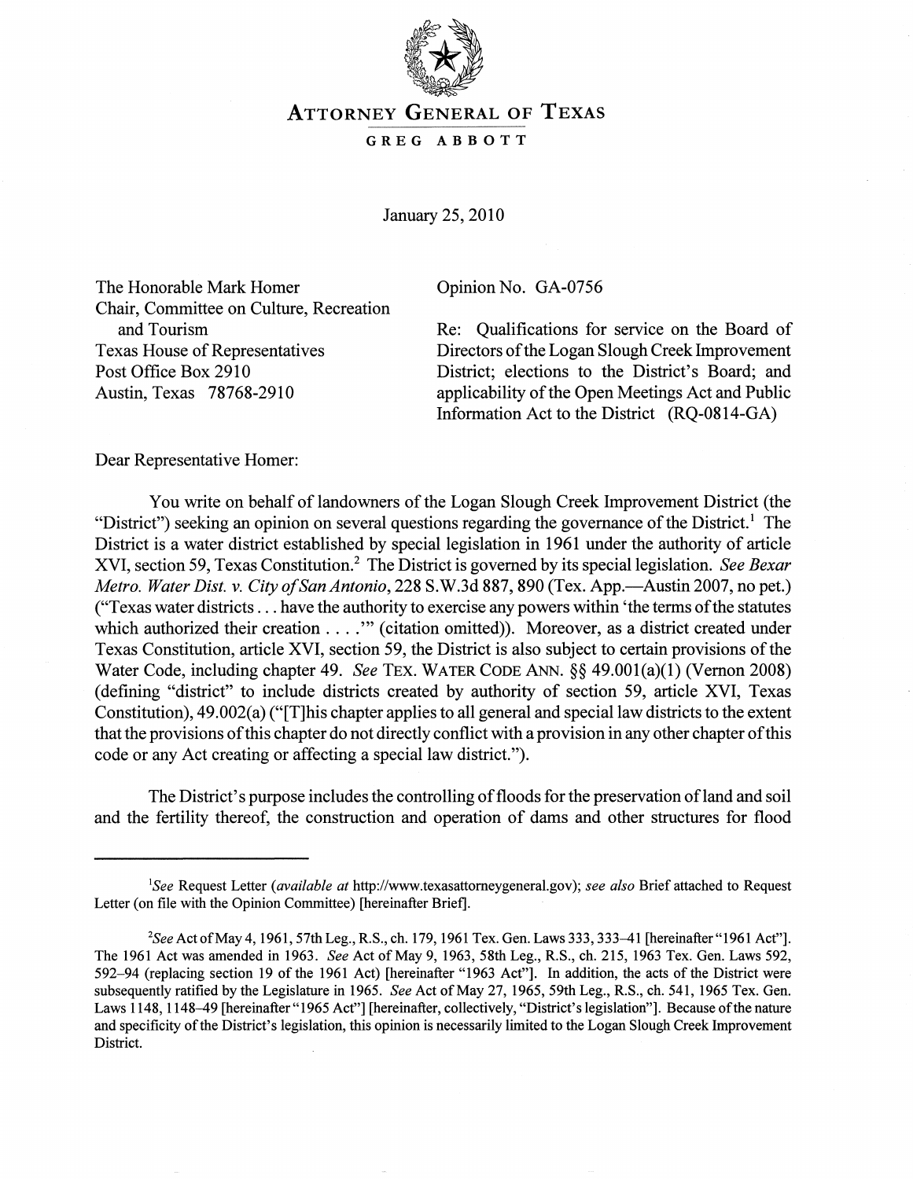# ATTORNEY GENERAL OF TEXAS

GREG ABBOTT

January 25, 2010

The Honorable Mark Homer
Chair, Committee on Culture, Recreation and Tourism
Texas House of Representatives
Post Office Box 2910
Austin, Texas 78768-2910

Opinion No. GA-0756

Re: Qualifications for service on the Board of Directors of the Logan Slough Creek Improvement District; elections to the District's Board; and applicability of the Open Meetings Act and Public Information Act to the District (RQ-0814-GA)

Dear Representative Homer:

You write on behalf of landowners of the Logan Slough Creek Improvement District (the "District") seeking an opinion on several questions regarding the governance of the District.[1] The District is a water district established by special legislation in 1961 under the authority of article XVI, section 59, Texas Constitution.[2] The District is governed by its special legislation. *See Bexar Metro. Water Dist. v. City of San Antonio*, 228 S.W.3d 887, 890 (Tex. App.—Austin 2007, no pet.) ("Texas water districts . . . have the authority to exercise any powers within 'the terms of the statutes which authorized their creation . . . .'" (citation omitted)). Moreover, as a district created under Texas Constitution, article XVI, section 59, the District is also subject to certain provisions of the Water Code, including chapter 49. *See* TEX. WATER CODE ANN. §§ 49.001(a)(1) (Vernon 2008) (defining "district" to include districts created by authority of section 59, article XVI, Texas Constitution), 49.002(a) ("[T]his chapter applies to all general and special law districts to the extent that the provisions of this chapter do not directly conflict with a provision in any other chapter of this code or any Act creating or affecting a special law district.").

The District's purpose includes the controlling of floods for the preservation of land and soil and the fertility thereof, the construction and operation of dams and other structures for flood

---

[1]*See* Request Letter (*available at* http://www.texasattorneygeneral.gov); *see also* Brief attached to Request Letter (on file with the Opinion Committee) [hereinafter Brief].

[2]*See* Act of May 4, 1961, 57th Leg., R.S., ch. 179, 1961 Tex. Gen. Laws 333, 333–41 [hereinafter "1961 Act"]. The 1961 Act was amended in 1963. *See* Act of May 9, 1963, 58th Leg., R.S., ch. 215, 1963 Tex. Gen. Laws 592, 592–94 (replacing section 19 of the 1961 Act) [hereinafter "1963 Act"]. In addition, the acts of the District were subsequently ratified by the Legislature in 1965. *See* Act of May 27, 1965, 59th Leg., R.S., ch. 541, 1965 Tex. Gen. Laws 1148, 1148–49 [hereinafter "1965 Act"] [hereinafter, collectively, "District's legislation"]. Because of the nature and specificity of the District's legislation, this opinion is necessarily limited to the Logan Slough Creek Improvement District.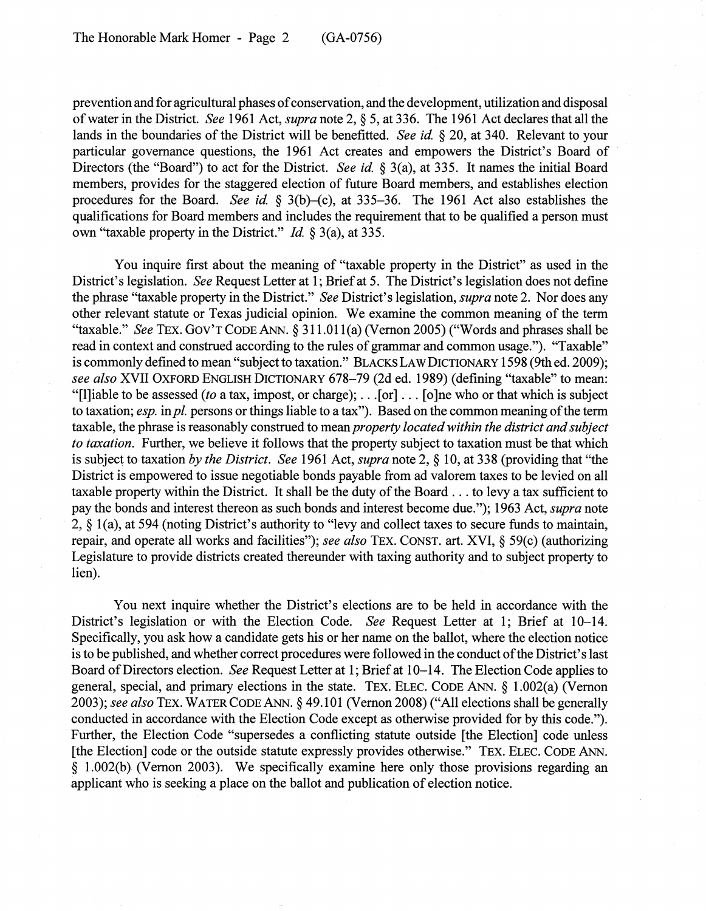prevention and for agricultural phases of conservation, and the development, utilization and disposal of water in the District. *See* 1961 Act, *supra* note 2, § 5, at 336. The 1961 Act declares that all the lands in the boundaries of the District will be benefitted. *See id.* § 20, at 340. Relevant to your particular governance questions, the 1961 Act creates and empowers the District's Board of Directors (the "Board") to act for the District. *See id.* § 3(a), at 335. It names the initial Board members, provides for the staggered election of future Board members, and establishes election procedures for the Board. *See id.* § 3(b)–(c), at 335–36. The 1961 Act also establishes the qualifications for Board members and includes the requirement that to be qualified a person must own "taxable property in the District." *Id.* § 3(a), at 335.

You inquire first about the meaning of "taxable property in the District" as used in the District's legislation. *See* Request Letter at 1; Brief at 5. The District's legislation does not define the phrase "taxable property in the District." *See* District's legislation, *supra* note 2. Nor does any other relevant statute or Texas judicial opinion. We examine the common meaning of the term "taxable." *See* TEX. GOV'T CODE ANN. § 311.011(a) (Vernon 2005) ("Words and phrases shall be read in context and construed according to the rules of grammar and common usage."). "Taxable" is commonly defined to mean "subject to taxation." BLACKS LAW DICTIONARY 1598 (9th ed. 2009); *see also* XVII OXFORD ENGLISH DICTIONARY 678–79 (2d ed. 1989) (defining "taxable" to mean: "[l]iable to be assessed (*to* a tax, impost, or charge); . . .[or] . . . [o]ne who or that which is subject to taxation; *esp.* in *pl.* persons or things liable to a tax"). Based on the common meaning of the term taxable, the phrase is reasonably construed to mean *property located within the district and subject to taxation*. Further, we believe it follows that the property subject to taxation must be that which is subject to taxation *by the District*. *See* 1961 Act, *supra* note 2, § 10, at 338 (providing that "the District is empowered to issue negotiable bonds payable from ad valorem taxes to be levied on all taxable property within the District. It shall be the duty of the Board . . . to levy a tax sufficient to pay the bonds and interest thereon as such bonds and interest become due."); 1963 Act, *supra* note 2, § 1(a), at 594 (noting District's authority to "levy and collect taxes to secure funds to maintain, repair, and operate all works and facilities"); *see also* TEX. CONST. art. XVI, § 59(c) (authorizing Legislature to provide districts created thereunder with taxing authority and to subject property to lien).

You next inquire whether the District's elections are to be held in accordance with the District's legislation or with the Election Code. *See* Request Letter at 1; Brief at 10–14. Specifically, you ask how a candidate gets his or her name on the ballot, where the election notice is to be published, and whether correct procedures were followed in the conduct of the District's last Board of Directors election. *See* Request Letter at 1; Brief at 10–14. The Election Code applies to general, special, and primary elections in the state. TEX. ELEC. CODE ANN. § 1.002(a) (Vernon 2003); *see also* TEX. WATER CODE ANN. § 49.101 (Vernon 2008) ("All elections shall be generally conducted in accordance with the Election Code except as otherwise provided for by this code."). Further, the Election Code "supersedes a conflicting statute outside [the Election] code unless [the Election] code or the outside statute expressly provides otherwise." TEX. ELEC. CODE ANN. § 1.002(b) (Vernon 2003). We specifically examine here only those provisions regarding an applicant who is seeking a place on the ballot and publication of election notice.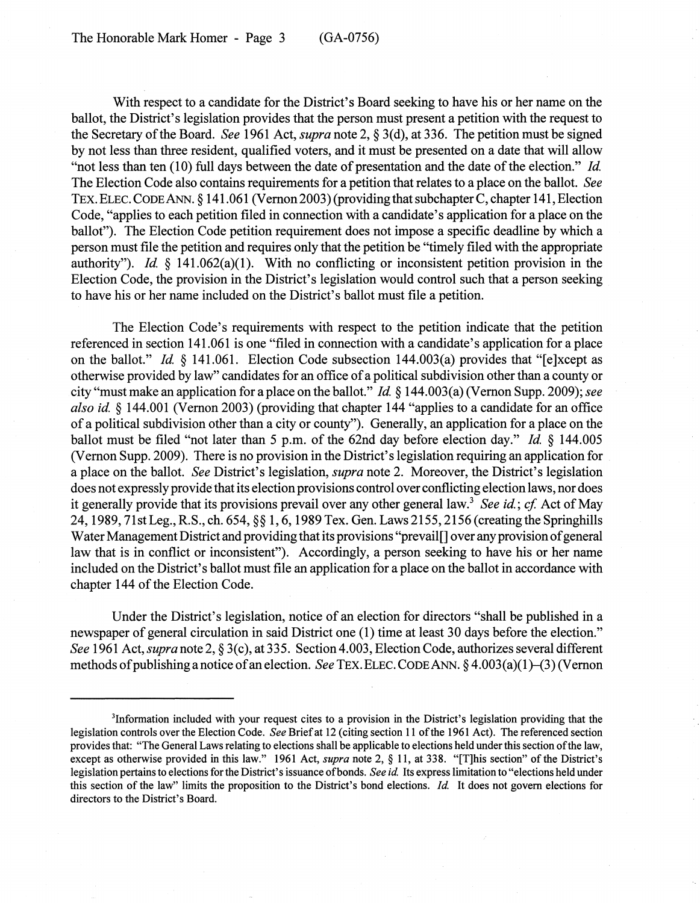With respect to a candidate for the District's Board seeking to have his or her name on the ballot, the District's legislation provides that the person must present a petition with the request to the Secretary of the Board. *See* 1961 Act, *supra* note 2, § 3(d), at 336. The petition must be signed by not less than three resident, qualified voters, and it must be presented on a date that will allow "not less than ten (10) full days between the date of presentation and the date of the election." *Id.* The Election Code also contains requirements for a petition that relates to a place on the ballot. *See* TEX. ELEC. CODE ANN. § 141.061 (Vernon 2003) (providing that subchapter C, chapter 141, Election Code, "applies to each petition filed in connection with a candidate's application for a place on the ballot"). The Election Code petition requirement does not impose a specific deadline by which a person must file the petition and requires only that the petition be "timely filed with the appropriate authority"). *Id.* § 141.062(a)(1). With no conflicting or inconsistent petition provision in the Election Code, the provision in the District's legislation would control such that a person seeking to have his or her name included on the District's ballot must file a petition.

The Election Code's requirements with respect to the petition indicate that the petition referenced in section 141.061 is one "filed in connection with a candidate's application for a place on the ballot." *Id.* § 141.061. Election Code subsection 144.003(a) provides that "[e]xcept as otherwise provided by law" candidates for an office of a political subdivision other than a county or city "must make an application for a place on the ballot." *Id.* § 144.003(a) (Vernon Supp. 2009); *see also id.* § 144.001 (Vernon 2003) (providing that chapter 144 "applies to a candidate for an office of a political subdivision other than a city or county"). Generally, an application for a place on the ballot must be filed "not later than 5 p.m. of the 62nd day before election day." *Id.* § 144.005 (Vernon Supp. 2009). There is no provision in the District's legislation requiring an application for a place on the ballot. *See* District's legislation, *supra* note 2. Moreover, the District's legislation does not expressly provide that its election provisions control over conflicting election laws, nor does it generally provide that its provisions prevail over any other general law.[3] *See id.*; *cf.* Act of May 24, 1989, 71st Leg., R.S., ch. 654, §§ 1, 6, 1989 Tex. Gen. Laws 2155, 2156 (creating the Springhills Water Management District and providing that its provisions "prevail[] over any provision of general law that is in conflict or inconsistent"). Accordingly, a person seeking to have his or her name included on the District's ballot must file an application for a place on the ballot in accordance with chapter 144 of the Election Code.

Under the District's legislation, notice of an election for directors "shall be published in a newspaper of general circulation in said District one (1) time at least 30 days before the election." *See* 1961 Act, *supra* note 2, § 3(c), at 335. Section 4.003, Election Code, authorizes several different methods of publishing a notice of an election. *See* TEX. ELEC. CODE ANN. § 4.003(a)(1)–(3) (Vernon

---

[3]Information included with your request cites to a provision in the District's legislation providing that the legislation controls over the Election Code. *See* Brief at 12 (citing section 11 of the 1961 Act). The referenced section provides that: "The General Laws relating to elections shall be applicable to elections held under this section of the law, except as otherwise provided in this law." 1961 Act, *supra* note 2, § 11, at 338. "[T]his section" of the District's legislation pertains to elections for the District's issuance of bonds. *See id.* Its express limitation to "elections held under this section of the law" limits the proposition to the District's bond elections. *Id.* It does not govern elections for directors to the District's Board.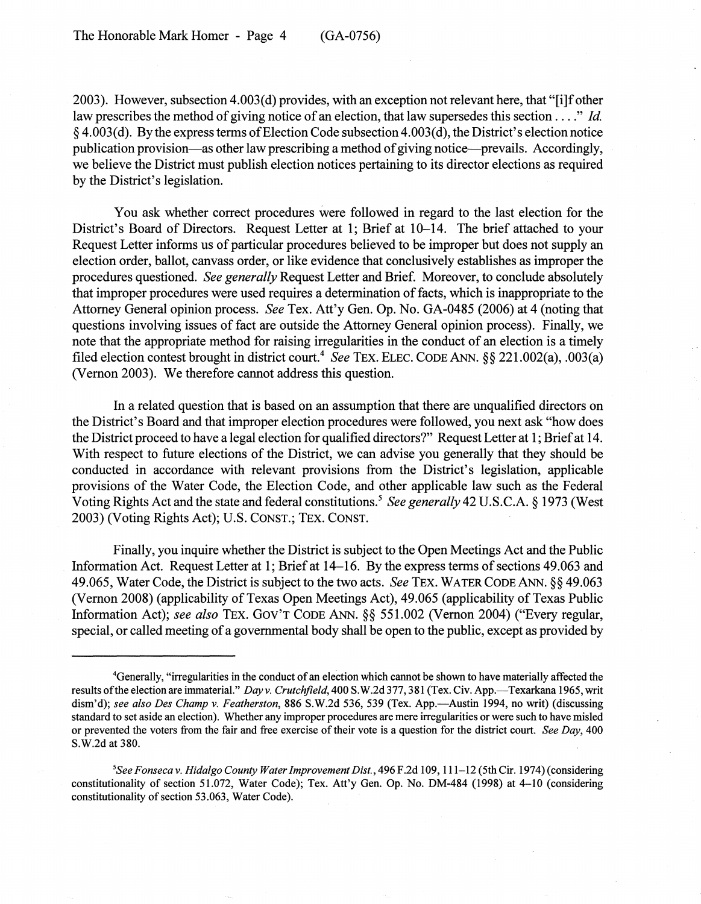2003). However, subsection 4.003(d) provides, with an exception not relevant here, that "[i]f other law prescribes the method of giving notice of an election, that law supersedes this section . . . ." *Id.* § 4.003(d). By the express terms of Election Code subsection 4.003(d), the District's election notice publication provision—as other law prescribing a method of giving notice—prevails. Accordingly, we believe the District must publish election notices pertaining to its director elections as required by the District's legislation.

You ask whether correct procedures were followed in regard to the last election for the District's Board of Directors. Request Letter at 1; Brief at 10–14. The brief attached to your Request Letter informs us of particular procedures believed to be improper but does not supply an election order, ballot, canvass order, or like evidence that conclusively establishes as improper the procedures questioned. *See generally* Request Letter and Brief. Moreover, to conclude absolutely that improper procedures were used requires a determination of facts, which is inappropriate to the Attorney General opinion process. *See* Tex. Att'y Gen. Op. No. GA-0485 (2006) at 4 (noting that questions involving issues of fact are outside the Attorney General opinion process). Finally, we note that the appropriate method for raising irregularities in the conduct of an election is a timely filed election contest brought in district court.[4] *See* TEX. ELEC. CODE ANN. §§ 221.002(a), .003(a) (Vernon 2003). We therefore cannot address this question.

In a related question that is based on an assumption that there are unqualified directors on the District's Board and that improper election procedures were followed, you next ask "how does the District proceed to have a legal election for qualified directors?" Request Letter at 1; Brief at 14. With respect to future elections of the District, we can advise you generally that they should be conducted in accordance with relevant provisions from the District's legislation, applicable provisions of the Water Code, the Election Code, and other applicable law such as the Federal Voting Rights Act and the state and federal constitutions.[5] *See generally* 42 U.S.C.A. § 1973 (West 2003) (Voting Rights Act); U.S. CONST.; TEX. CONST.

Finally, you inquire whether the District is subject to the Open Meetings Act and the Public Information Act. Request Letter at 1; Brief at 14–16. By the express terms of sections 49.063 and 49.065, Water Code, the District is subject to the two acts. *See* TEX. WATER CODE ANN. §§ 49.063 (Vernon 2008) (applicability of Texas Open Meetings Act), 49.065 (applicability of Texas Public Information Act); *see also* TEX. GOV'T CODE ANN. §§ 551.002 (Vernon 2004) ("Every regular, special, or called meeting of a governmental body shall be open to the public, except as provided by

---

[4]Generally, "irregularities in the conduct of an election which cannot be shown to have materially affected the results of the election are immaterial." *Day v. Crutchfield*, 400 S.W.2d 377, 381 (Tex. Civ. App.—Texarkana 1965, writ dism'd); *see also Des Champ v. Featherston*, 886 S.W.2d 536, 539 (Tex. App.—Austin 1994, no writ) (discussing standard to set aside an election). Whether any improper procedures are mere irregularities or were such to have misled or prevented the voters from the fair and free exercise of their vote is a question for the district court. *See Day*, 400 S.W.2d at 380.

[5]*See Fonseca v. Hidalgo County Water Improvement Dist.*, 496 F.2d 109, 111–12 (5th Cir. 1974) (considering constitutionality of section 51.072, Water Code); Tex. Att'y Gen. Op. No. DM-484 (1998) at 4–10 (considering constitutionality of section 53.063, Water Code).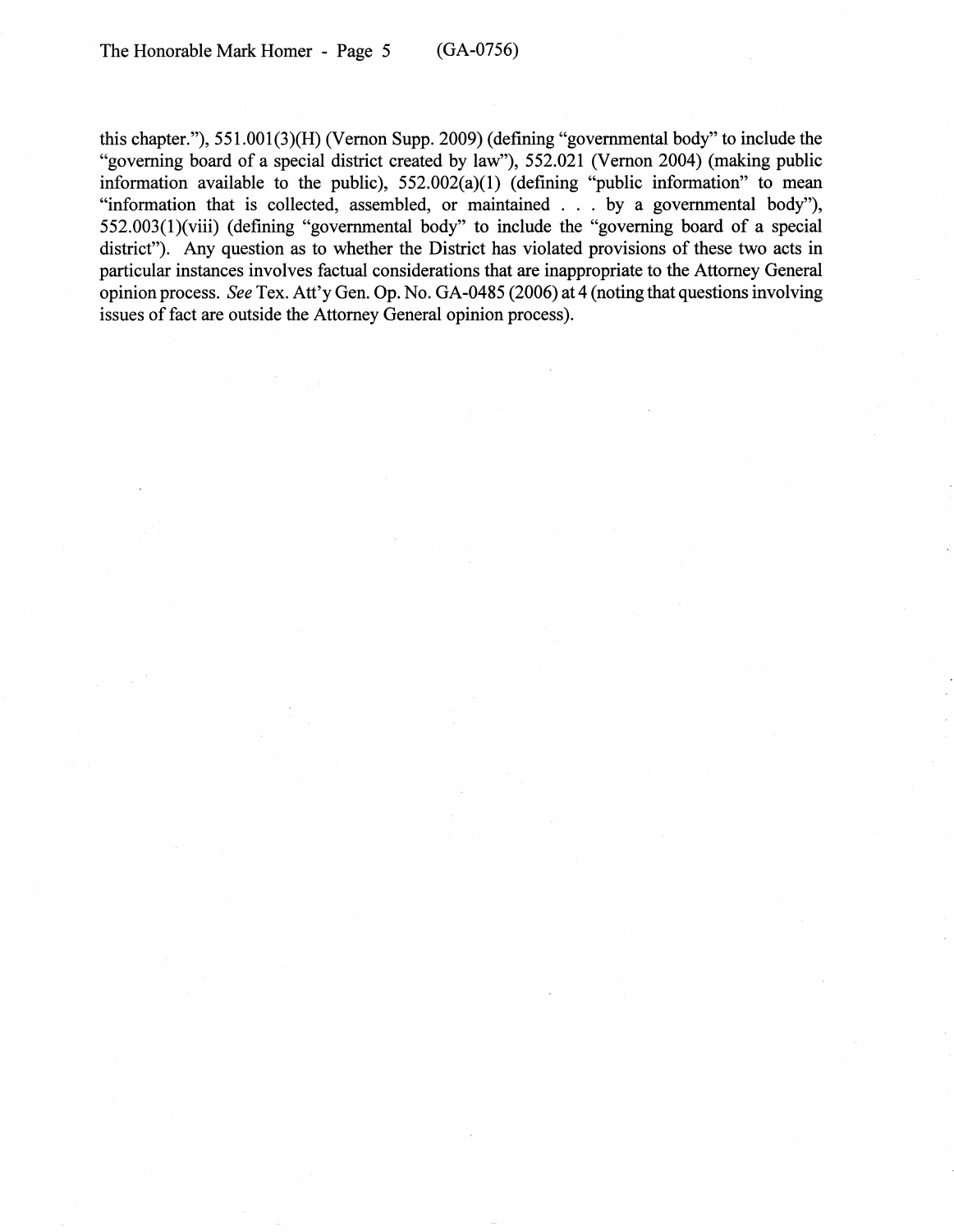this chapter."), 551.001(3)(H) (Vernon Supp. 2009) (defining "governmental body" to include the "governing board of a special district created by law"), 552.021 (Vernon 2004) (making public information available to the public), 552.002(a)(1) (defining "public information" to mean "information that is collected, assembled, or maintained . . . by a governmental body"), 552.003(1)(viii) (defining "governmental body" to include the "governing board of a special district"). Any question as to whether the District has violated provisions of these two acts in particular instances involves factual considerations that are inappropriate to the Attorney General opinion process. *See* Tex. Att'y Gen. Op. No. GA-0485 (2006) at 4 (noting that questions involving issues of fact are outside the Attorney General opinion process).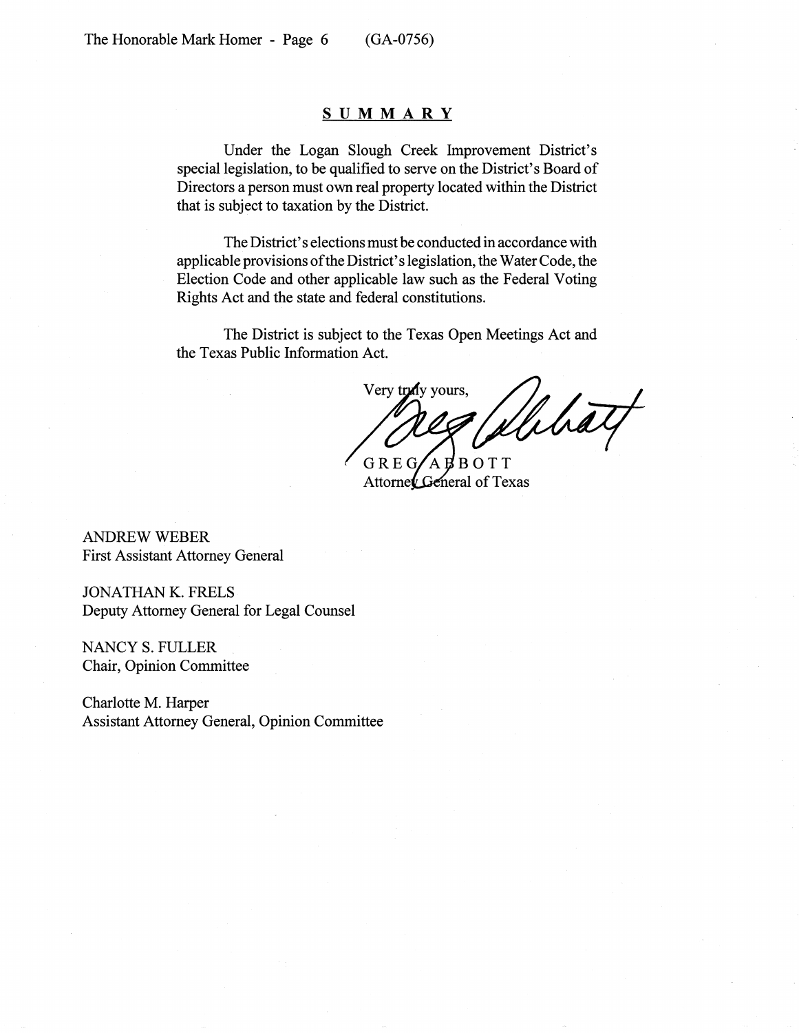## SUMMARY

Under the Logan Slough Creek Improvement District's special legislation, to be qualified to serve on the District's Board of Directors a person must own real property located within the District that is subject to taxation by the District.

The District's elections must be conducted in accordance with applicable provisions of the District's legislation, the Water Code, the Election Code and other applicable law such as the Federal Voting Rights Act and the state and federal constitutions.

The District is subject to the Texas Open Meetings Act and the Texas Public Information Act.

Very truly yours,

GREG ABBOTT
Attorney General of Texas

ANDREW WEBER
First Assistant Attorney General

JONATHAN K. FRELS
Deputy Attorney General for Legal Counsel

NANCY S. FULLER
Chair, Opinion Committee

Charlotte M. Harper
Assistant Attorney General, Opinion Committee